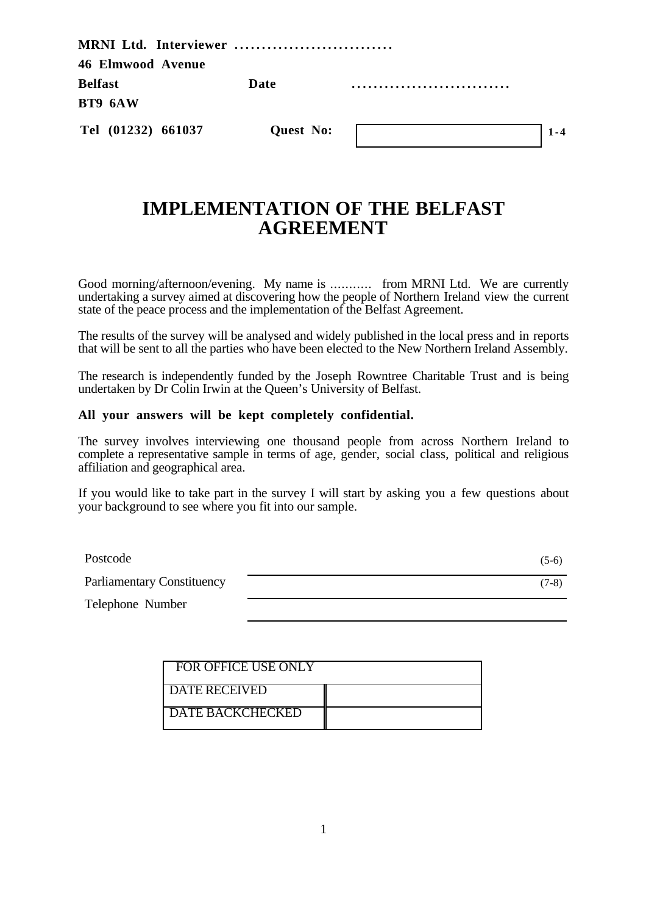**MRNI Ltd. Interviewer ............................**

**46 Elmwood Avenue**

**Belfast** **Date** **............................**

**BT9 6AW**

**Tel (01232) 661037** **Quest No:** [ ] **1-4**

# IMPLEMENTATION OF THE BELFAST AGREEMENT

Good morning/afternoon/evening. My name is ........... from MRNI Ltd. We are currently undertaking a survey aimed at discovering how the people of Northern Ireland view the current state of the peace process and the implementation of the Belfast Agreement.

The results of the survey will be analysed and widely published in the local press and in reports that will be sent to all the parties who have been elected to the New Northern Ireland Assembly.

The research is independently funded by the Joseph Rowntree Charitable Trust and is being undertaken by Dr Colin Irwin at the Queen's University of Belfast.

**All your answers will be kept completely confidential.**

The survey involves interviewing one thousand people from across Northern Ireland to complete a representative sample in terms of age, gender, social class, political and religious affiliation and geographical area.

If you would like to take part in the survey I will start by asking you a few questions about your background to see where you fit into our sample.

Postcode ______________________ (5-6)

Parliamentary Constituency ______________________ (7-8)

Telephone Number ______________________

| FOR OFFICE USE ONLY | |
|---|---|
| DATE RECEIVED | |
| DATE BACKCHECKED | |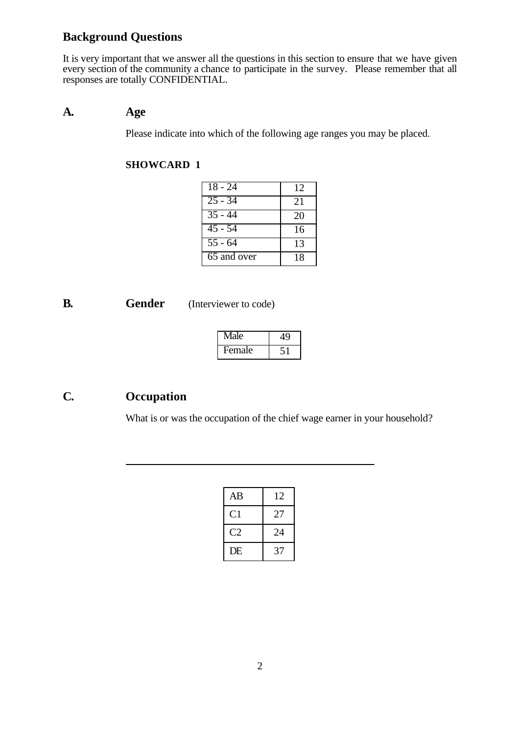## Background Questions

It is very important that we answer all the questions in this section to ensure that we have given every section of the community a chance to participate in the survey. Please remember that all responses are totally CONFIDENTIAL.

### A. Age

Please indicate into which of the following age ranges you may be placed.

**SHOWCARD 1**

| | |
|---|---|
| 18 - 24 | 12 |
| 25 - 34 | 21 |
| 35 - 44 | 20 |
| 45 - 54 | 16 |
| 55 - 64 | 13 |
| 65 and over | 18 |

### B. Gender (Interviewer to code)

| | |
|---|---|
| Male | 49 |
| Female | 51 |

### C. Occupation

What is or was the occupation of the chief wage earner in your household?

______________________________________________

| | |
|---|---|
| AB | 12 |
| C1 | 27 |
| C2 | 24 |
| DE | 37 |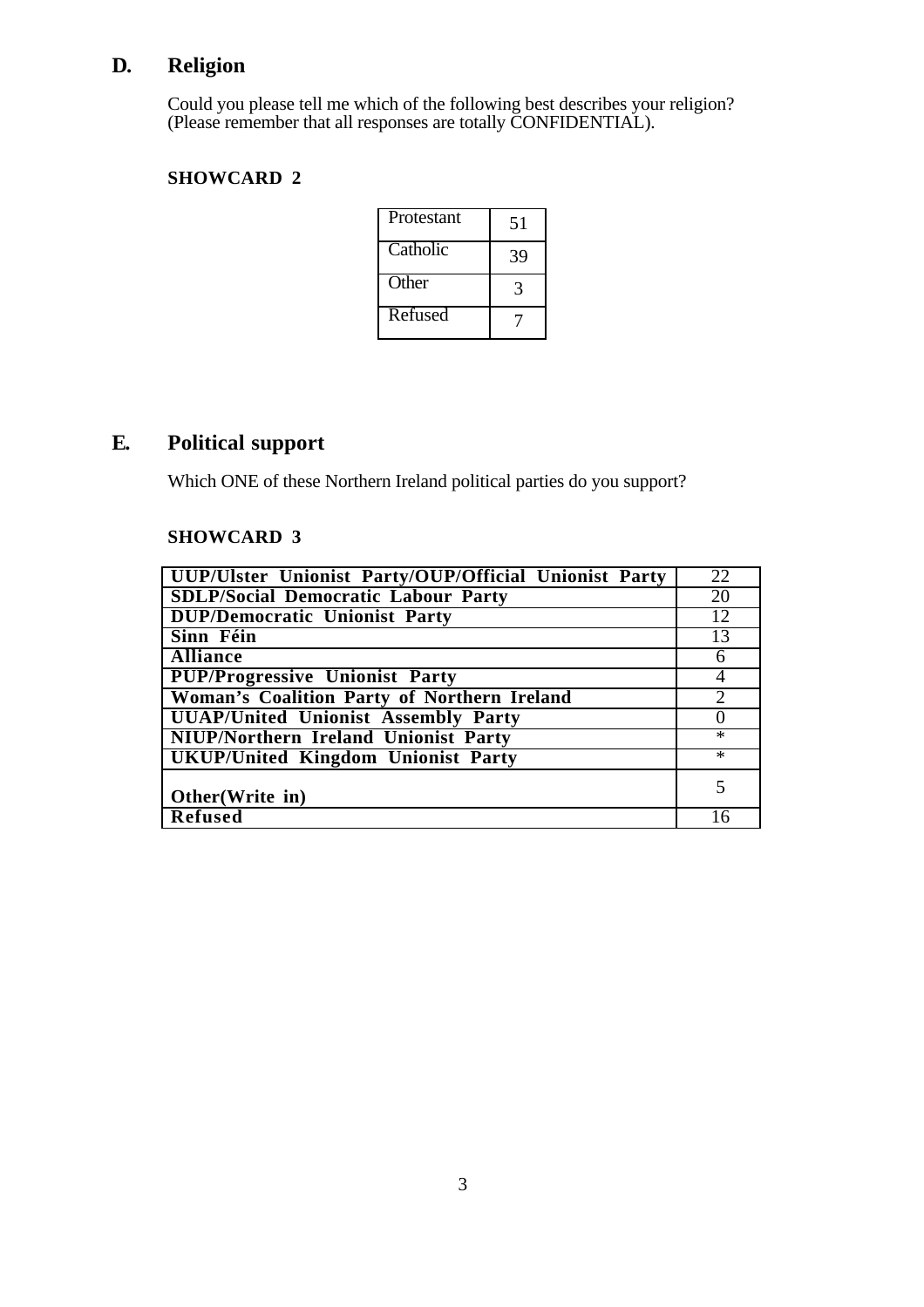## D. Religion

Could you please tell me which of the following best describes your religion? (Please remember that all responses are totally CONFIDENTIAL).

**SHOWCARD 2**

| | |
|---|---|
| Protestant | 51 |
| Catholic | 39 |
| Other | 3 |
| Refused | 7 |

## E. Political support

Which ONE of these Northern Ireland political parties do you support?

**SHOWCARD 3**

| | |
|---|---|
| **UUP/Ulster Unionist Party/OUP/Official Unionist Party** | 22 |
| **SDLP/Social Democratic Labour Party** | 20 |
| **DUP/Democratic Unionist Party** | 12 |
| **Sinn Féin** | 13 |
| **Alliance** | 6 |
| **PUP/Progressive Unionist Party** | 4 |
| **Woman's Coalition Party of Northern Ireland** | 2 |
| **UUAP/United Unionist Assembly Party** | 0 |
| **NIUP/Northern Ireland Unionist Party** | * |
| **UKUP/United Kingdom Unionist Party** | * |
| **Other(Write in)** | 5 |
| **Refused** | 16 |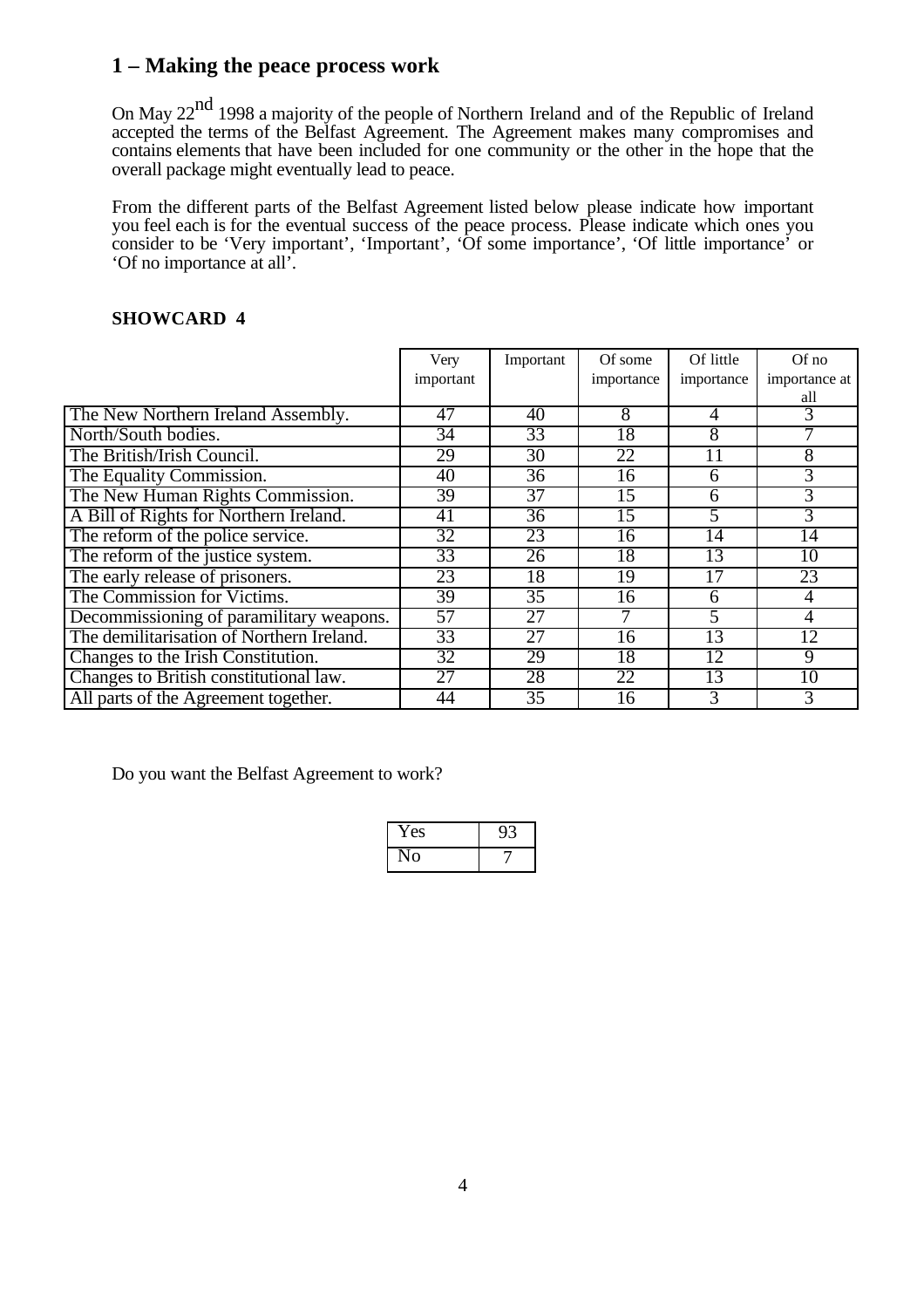## 1 – Making the peace process work

On May 22nd 1998 a majority of the people of Northern Ireland and of the Republic of Ireland accepted the terms of the Belfast Agreement. The Agreement makes many compromises and contains elements that have been included for one community or the other in the hope that the overall package might eventually lead to peace.

From the different parts of the Belfast Agreement listed below please indicate how important you feel each is for the eventual success of the peace process. Please indicate which ones you consider to be 'Very important', 'Important', 'Of some importance', 'Of little importance' or 'Of no importance at all'.

**SHOWCARD 4**

| | Very important | Important | Of some importance | Of little importance | Of no importance at all |
|---|---|---|---|---|---|
| The New Northern Ireland Assembly. | 47 | 40 | 8 | 4 | 3 |
| North/South bodies. | 34 | 33 | 18 | 8 | 7 |
| The British/Irish Council. | 29 | 30 | 22 | 11 | 8 |
| The Equality Commission. | 40 | 36 | 16 | 6 | 3 |
| The New Human Rights Commission. | 39 | 37 | 15 | 6 | 3 |
| A Bill of Rights for Northern Ireland. | 41 | 36 | 15 | 5 | 3 |
| The reform of the police service. | 32 | 23 | 16 | 14 | 14 |
| The reform of the justice system. | 33 | 26 | 18 | 13 | 10 |
| The early release of prisoners. | 23 | 18 | 19 | 17 | 23 |
| The Commission for Victims. | 39 | 35 | 16 | 6 | 4 |
| Decommissioning of paramilitary weapons. | 57 | 27 | 7 | 5 | 4 |
| The demilitarisation of Northern Ireland. | 33 | 27 | 16 | 13 | 12 |
| Changes to the Irish Constitution. | 32 | 29 | 18 | 12 | 9 |
| Changes to British constitutional law. | 27 | 28 | 22 | 13 | 10 |
| All parts of the Agreement together. | 44 | 35 | 16 | 3 | 3 |

Do you want the Belfast Agreement to work?

| | |
|---|---|
| Yes | 93 |
| No | 7 |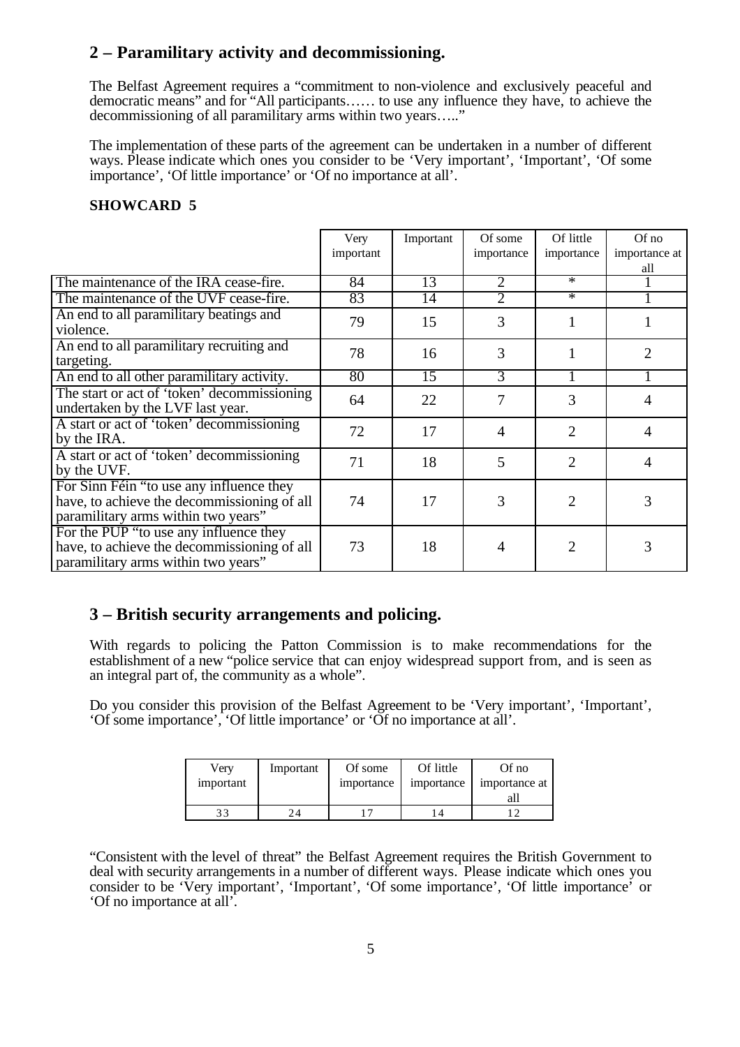## 2 – Paramilitary activity and decommissioning.

The Belfast Agreement requires a "commitment to non-violence and exclusively peaceful and democratic means" and for "All participants…… to use any influence they have, to achieve the decommissioning of all paramilitary arms within two years….."

The implementation of these parts of the agreement can be undertaken in a number of different ways. Please indicate which ones you consider to be 'Very important', 'Important', 'Of some importance', 'Of little importance' or 'Of no importance at all'.

**SHOWCARD 5**

| | Very important | Important | Of some importance | Of little importance | Of no importance at all |
|---|---|---|---|---|---|
| The maintenance of the IRA cease-fire. | 84 | 13 | 2 | * | 1 |
| The maintenance of the UVF cease-fire. | 83 | 14 | 2 | * | 1 |
| An end to all paramilitary beatings and violence. | 79 | 15 | 3 | 1 | 1 |
| An end to all paramilitary recruiting and targeting. | 78 | 16 | 3 | 1 | 2 |
| An end to all other paramilitary activity. | 80 | 15 | 3 | 1 | 1 |
| The start or act of 'token' decommissioning undertaken by the LVF last year. | 64 | 22 | 7 | 3 | 4 |
| A start or act of 'token' decommissioning by the IRA. | 72 | 17 | 4 | 2 | 4 |
| A start or act of 'token' decommissioning by the UVF. | 71 | 18 | 5 | 2 | 4 |
| For Sinn Féin "to use any influence they have, to achieve the decommissioning of all paramilitary arms within two years" | 74 | 17 | 3 | 2 | 3 |
| For the PUP "to use any influence they have, to achieve the decommissioning of all paramilitary arms within two years" | 73 | 18 | 4 | 2 | 3 |

## 3 – British security arrangements and policing.

With regards to policing the Patton Commission is to make recommendations for the establishment of a new "police service that can enjoy widespread support from, and is seen as an integral part of, the community as a whole".

Do you consider this provision of the Belfast Agreement to be 'Very important', 'Important', 'Of some importance', 'Of little importance' or 'Of no importance at all'.

| Very important | Important | Of some importance | Of little importance | Of no importance at all |
|---|---|---|---|---|
| 33 | 24 | 17 | 14 | 12 |

"Consistent with the level of threat" the Belfast Agreement requires the British Government to deal with security arrangements in a number of different ways. Please indicate which ones you consider to be 'Very important', 'Important', 'Of some importance', 'Of little importance' or 'Of no importance at all'.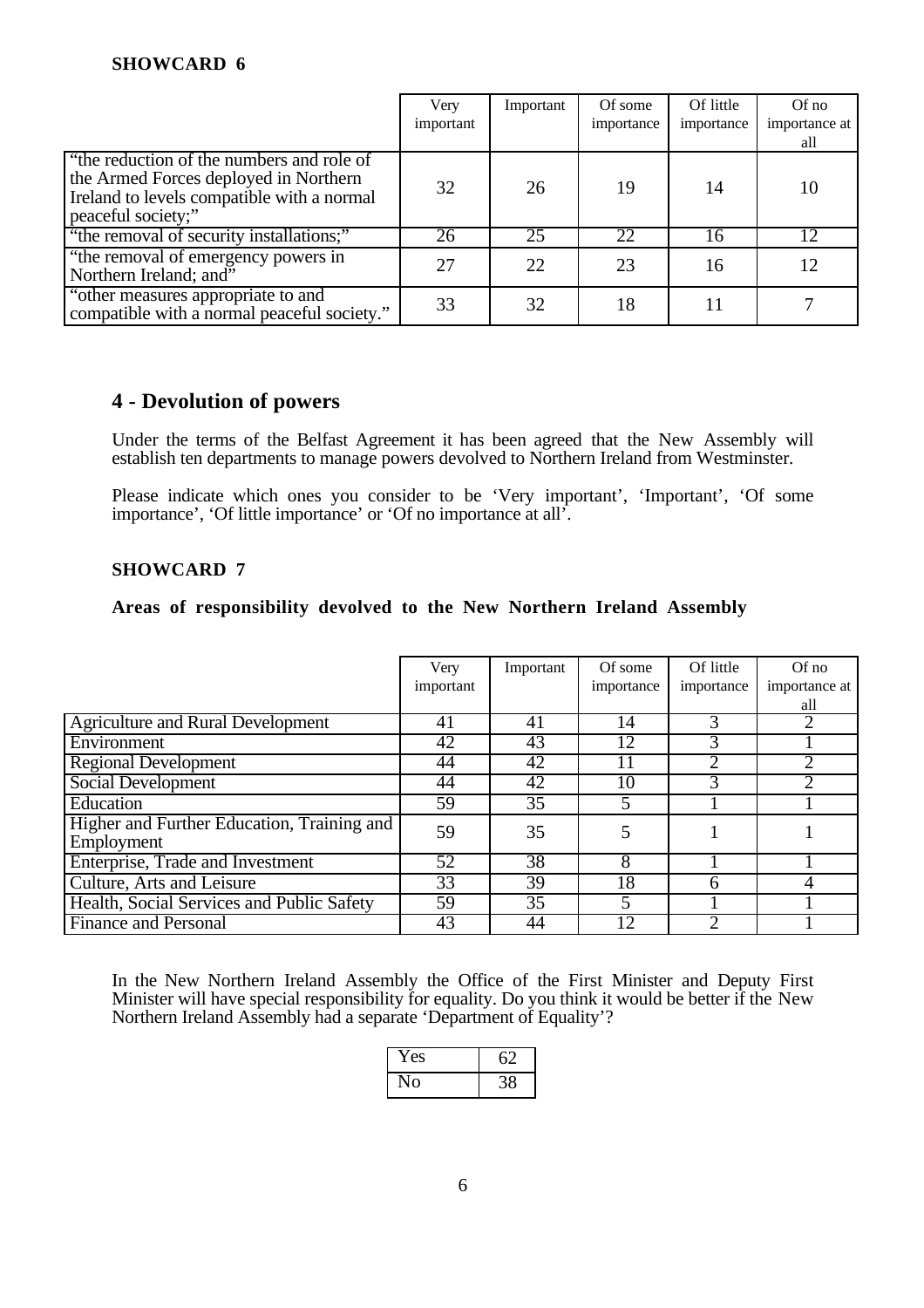**SHOWCARD 6**

| | Very important | Important | Of some importance | Of little importance | Of no importance at all |
|---|---|---|---|---|---|
| "the reduction of the numbers and role of the Armed Forces deployed in Northern Ireland to levels compatible with a normal peaceful society;" | 32 | 26 | 19 | 14 | 10 |
| "the removal of security installations;" | 26 | 25 | 22 | 16 | 12 |
| "the removal of emergency powers in Northern Ireland; and" | 27 | 22 | 23 | 16 | 12 |
| "other measures appropriate to and compatible with a normal peaceful society." | 33 | 32 | 18 | 11 | 7 |

## 4 - Devolution of powers

Under the terms of the Belfast Agreement it has been agreed that the New Assembly will establish ten departments to manage powers devolved to Northern Ireland from Westminster.

Please indicate which ones you consider to be 'Very important', 'Important', 'Of some importance', 'Of little importance' or 'Of no importance at all'.

**SHOWCARD 7**

**Areas of responsibility devolved to the New Northern Ireland Assembly**

| | Very important | Important | Of some importance | Of little importance | Of no importance at all |
|---|---|---|---|---|---|
| Agriculture and Rural Development | 41 | 41 | 14 | 3 | 2 |
| Environment | 42 | 43 | 12 | 3 | 1 |
| Regional Development | 44 | 42 | 11 | 2 | 2 |
| Social Development | 44 | 42 | 10 | 3 | 2 |
| Education | 59 | 35 | 5 | 1 | 1 |
| Higher and Further Education, Training and Employment | 59 | 35 | 5 | 1 | 1 |
| Enterprise, Trade and Investment | 52 | 38 | 8 | 1 | 1 |
| Culture, Arts and Leisure | 33 | 39 | 18 | 6 | 4 |
| Health, Social Services and Public Safety | 59 | 35 | 5 | 1 | 1 |
| Finance and Personal | 43 | 44 | 12 | 2 | 1 |

In the New Northern Ireland Assembly the Office of the First Minister and Deputy First Minister will have special responsibility for equality. Do you think it would be better if the New Northern Ireland Assembly had a separate 'Department of Equality'?

| | |
|---|---|
| Yes | 62 |
| No | 38 |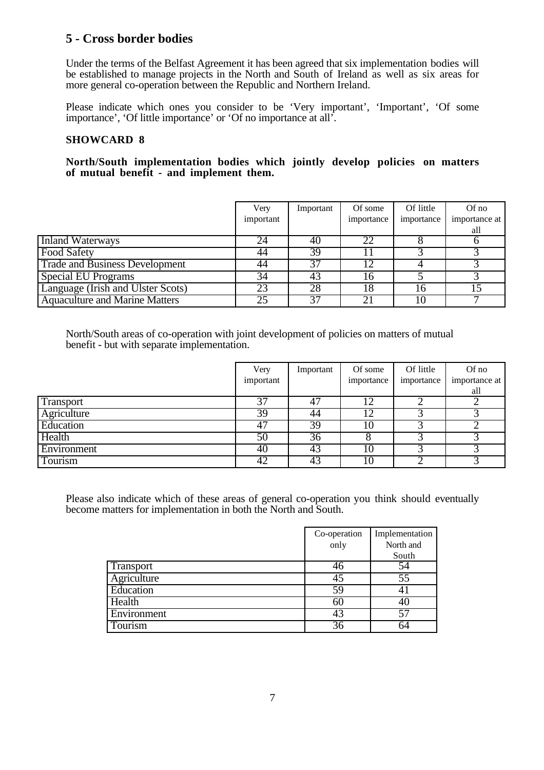## 5 - Cross border bodies

Under the terms of the Belfast Agreement it has been agreed that six implementation bodies will be established to manage projects in the North and South of Ireland as well as six areas for more general co-operation between the Republic and Northern Ireland.

Please indicate which ones you consider to be 'Very important', 'Important', 'Of some importance', 'Of little importance' or 'Of no importance at all'.

### SHOWCARD 8

**North/South implementation bodies which jointly develop policies on matters of mutual benefit - and implement them.**

| | Very important | Important | Of some importance | Of little importance | Of no importance at all |
|---|---|---|---|---|---|
| Inland Waterways | 24 | 40 | 22 | 8 | 6 |
| Food Safety | 44 | 39 | 11 | 3 | 3 |
| Trade and Business Development | 44 | 37 | 12 | 4 | 3 |
| Special EU Programs | 34 | 43 | 16 | 5 | 3 |
| Language (Irish and Ulster Scots) | 23 | 28 | 18 | 16 | 15 |
| Aquaculture and Marine Matters | 25 | 37 | 21 | 10 | 7 |

North/South areas of co-operation with joint development of policies on matters of mutual benefit - but with separate implementation.

| | Very important | Important | Of some importance | Of little importance | Of no importance at all |
|---|---|---|---|---|---|
| Transport | 37 | 47 | 12 | 2 | 2 |
| Agriculture | 39 | 44 | 12 | 3 | 3 |
| Education | 47 | 39 | 10 | 3 | 2 |
| Health | 50 | 36 | 8 | 3 | 3 |
| Environment | 40 | 43 | 10 | 3 | 3 |
| Tourism | 42 | 43 | 10 | 2 | 3 |

Please also indicate which of these areas of general co-operation you think should eventually become matters for implementation in both the North and South.

| | Co-operation only | Implementation North and South |
|---|---|---|
| Transport | 46 | 54 |
| Agriculture | 45 | 55 |
| Education | 59 | 41 |
| Health | 60 | 40 |
| Environment | 43 | 57 |
| Tourism | 36 | 64 |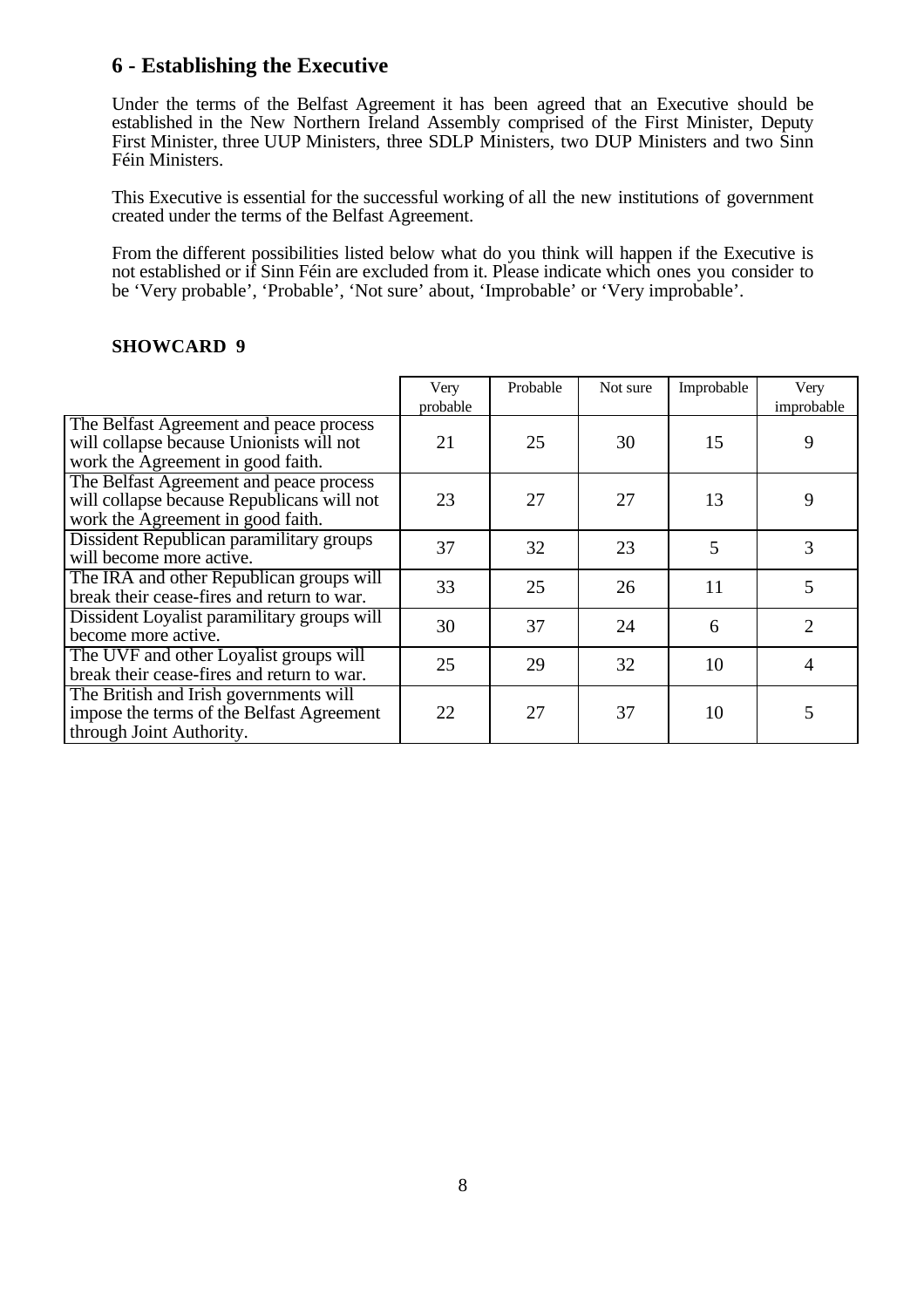## 6 - Establishing the Executive

Under the terms of the Belfast Agreement it has been agreed that an Executive should be established in the New Northern Ireland Assembly comprised of the First Minister, Deputy First Minister, three UUP Ministers, three SDLP Ministers, two DUP Ministers and two Sinn Féin Ministers.

This Executive is essential for the successful working of all the new institutions of government created under the terms of the Belfast Agreement.

From the different possibilities listed below what do you think will happen if the Executive is not established or if Sinn Féin are excluded from it. Please indicate which ones you consider to be 'Very probable', 'Probable', 'Not sure' about, 'Improbable' or 'Very improbable'.

**SHOWCARD 9**

| | Very probable | Probable | Not sure | Improbable | Very improbable |
|---|---|---|---|---|---|
| The Belfast Agreement and peace process will collapse because Unionists will not work the Agreement in good faith. | 21 | 25 | 30 | 15 | 9 |
| The Belfast Agreement and peace process will collapse because Republicans will not work the Agreement in good faith. | 23 | 27 | 27 | 13 | 9 |
| Dissident Republican paramilitary groups will become more active. | 37 | 32 | 23 | 5 | 3 |
| The IRA and other Republican groups will break their cease-fires and return to war. | 33 | 25 | 26 | 11 | 5 |
| Dissident Loyalist paramilitary groups will become more active. | 30 | 37 | 24 | 6 | 2 |
| The UVF and other Loyalist groups will break their cease-fires and return to war. | 25 | 29 | 32 | 10 | 4 |
| The British and Irish governments will impose the terms of the Belfast Agreement through Joint Authority. | 22 | 27 | 37 | 10 | 5 |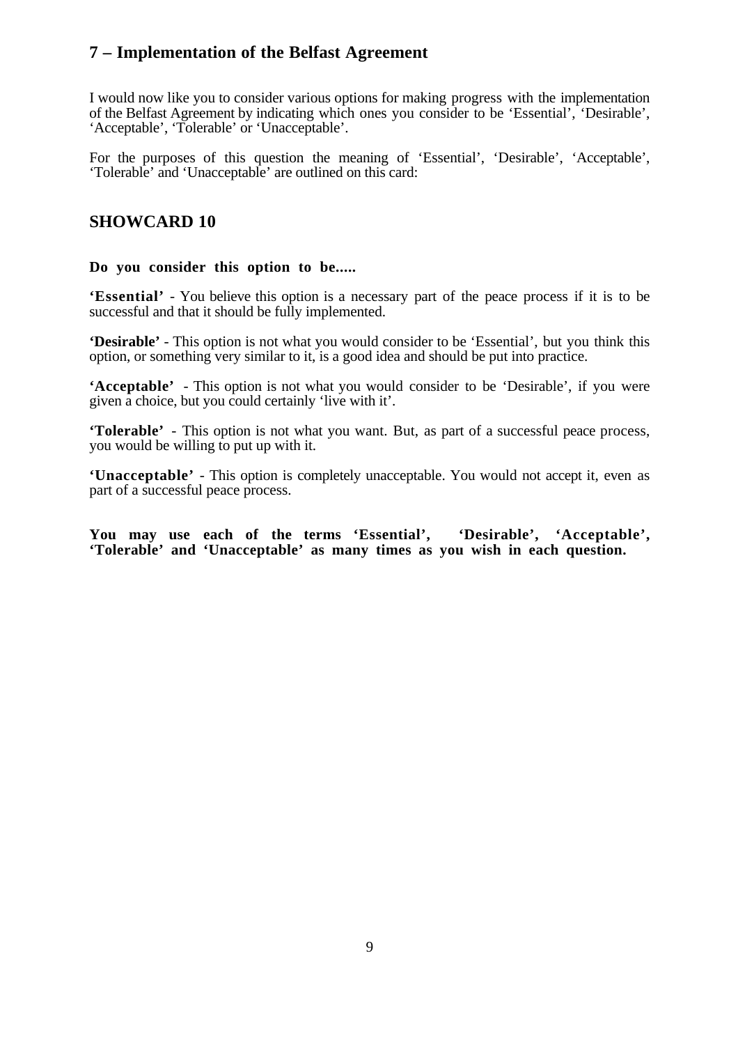## 7 – Implementation of the Belfast Agreement

I would now like you to consider various options for making progress with the implementation of the Belfast Agreement by indicating which ones you consider to be 'Essential', 'Desirable', 'Acceptable', 'Tolerable' or 'Unacceptable'.

For the purposes of this question the meaning of 'Essential', 'Desirable', 'Acceptable', 'Tolerable' and 'Unacceptable' are outlined on this card:

## SHOWCARD 10

**Do you consider this option to be.....**

**'Essential'** - You believe this option is a necessary part of the peace process if it is to be successful and that it should be fully implemented.

**'Desirable'** - This option is not what you would consider to be 'Essential', but you think this option, or something very similar to it, is a good idea and should be put into practice.

**'Acceptable'** - This option is not what you would consider to be 'Desirable', if you were given a choice, but you could certainly 'live with it'.

**'Tolerable'** - This option is not what you want. But, as part of a successful peace process, you would be willing to put up with it.

**'Unacceptable'** - This option is completely unacceptable. You would not accept it, even as part of a successful peace process.

**You may use each of the terms 'Essential', 'Desirable', 'Acceptable', 'Tolerable' and 'Unacceptable' as many times as you wish in each question.**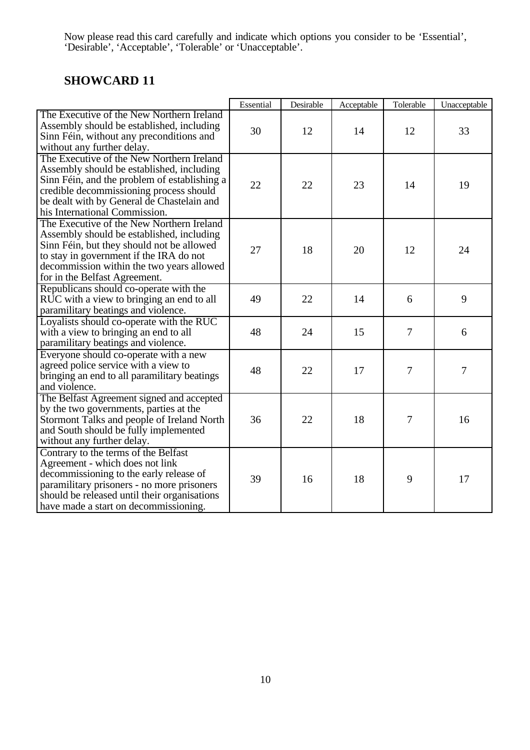Now please read this card carefully and indicate which options you consider to be 'Essential', 'Desirable', 'Acceptable', 'Tolerable' or 'Unacceptable'.

## SHOWCARD 11

| | Essential | Desirable | Acceptable | Tolerable | Unacceptable |
|---|---|---|---|---|---|
| The Executive of the New Northern Ireland Assembly should be established, including Sinn Féin, without any preconditions and without any further delay. | 30 | 12 | 14 | 12 | 33 |
| The Executive of the New Northern Ireland Assembly should be established, including Sinn Féin, and the problem of establishing a credible decommissioning process should be dealt with by General de Chastelain and his International Commission. | 22 | 22 | 23 | 14 | 19 |
| The Executive of the New Northern Ireland Assembly should be established, including Sinn Féin, but they should not be allowed to stay in government if the IRA do not decommission within the two years allowed for in the Belfast Agreement. | 27 | 18 | 20 | 12 | 24 |
| Republicans should co-operate with the RUC with a view to bringing an end to all paramilitary beatings and violence. | 49 | 22 | 14 | 6 | 9 |
| Loyalists should co-operate with the RUC with a view to bringing an end to all paramilitary beatings and violence. | 48 | 24 | 15 | 7 | 6 |
| Everyone should co-operate with a new agreed police service with a view to bringing an end to all paramilitary beatings and violence. | 48 | 22 | 17 | 7 | 7 |
| The Belfast Agreement signed and accepted by the two governments, parties at the Stormont Talks and people of Ireland North and South should be fully implemented without any further delay. | 36 | 22 | 18 | 7 | 16 |
| Contrary to the terms of the Belfast Agreement - which does not link decommissioning to the early release of paramilitary prisoners - no more prisoners should be released until their organisations have made a start on decommissioning. | 39 | 16 | 18 | 9 | 17 |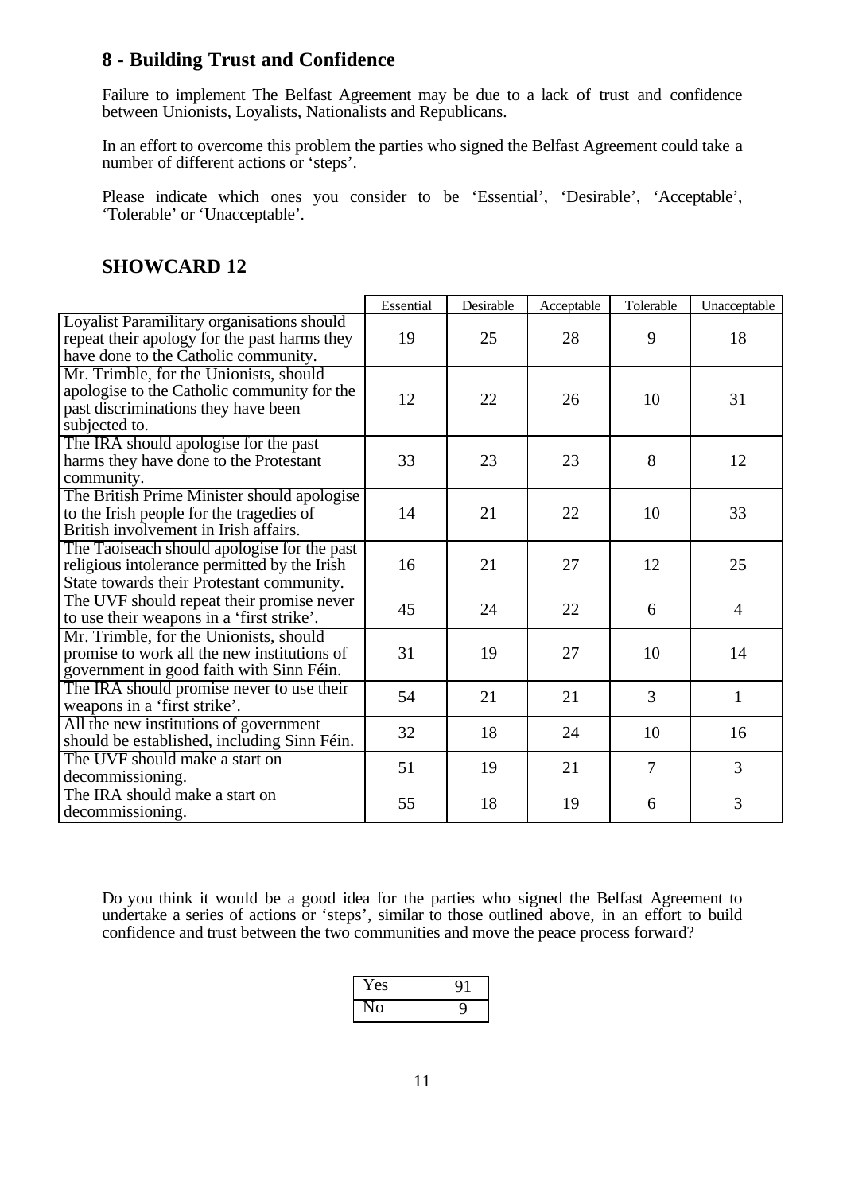## 8 - Building Trust and Confidence

Failure to implement The Belfast Agreement may be due to a lack of trust and confidence between Unionists, Loyalists, Nationalists and Republicans.

In an effort to overcome this problem the parties who signed the Belfast Agreement could take a number of different actions or 'steps'.

Please indicate which ones you consider to be 'Essential', 'Desirable', 'Acceptable', 'Tolerable' or 'Unacceptable'.

## SHOWCARD 12

| | Essential | Desirable | Acceptable | Tolerable | Unacceptable |
|---|---|---|---|---|---|
| Loyalist Paramilitary organisations should repeat their apology for the past harms they have done to the Catholic community. | 19 | 25 | 28 | 9 | 18 |
| Mr. Trimble, for the Unionists, should apologise to the Catholic community for the past discriminations they have been subjected to. | 12 | 22 | 26 | 10 | 31 |
| The IRA should apologise for the past harms they have done to the Protestant community. | 33 | 23 | 23 | 8 | 12 |
| The British Prime Minister should apologise to the Irish people for the tragedies of British involvement in Irish affairs. | 14 | 21 | 22 | 10 | 33 |
| The Taoiseach should apologise for the past religious intolerance permitted by the Irish State towards their Protestant community. | 16 | 21 | 27 | 12 | 25 |
| The UVF should repeat their promise never to use their weapons in a 'first strike'. | 45 | 24 | 22 | 6 | 4 |
| Mr. Trimble, for the Unionists, should promise to work all the new institutions of government in good faith with Sinn Féin. | 31 | 19 | 27 | 10 | 14 |
| The IRA should promise never to use their weapons in a 'first strike'. | 54 | 21 | 21 | 3 | 1 |
| All the new institutions of government should be established, including Sinn Féin. | 32 | 18 | 24 | 10 | 16 |
| The UVF should make a start on decommissioning. | 51 | 19 | 21 | 7 | 3 |
| The IRA should make a start on decommissioning. | 55 | 18 | 19 | 6 | 3 |

Do you think it would be a good idea for the parties who signed the Belfast Agreement to undertake a series of actions or 'steps', similar to those outlined above, in an effort to build confidence and trust between the two communities and move the peace process forward?

| | |
|---|---|
| Yes | 91 |
| No | 9 |